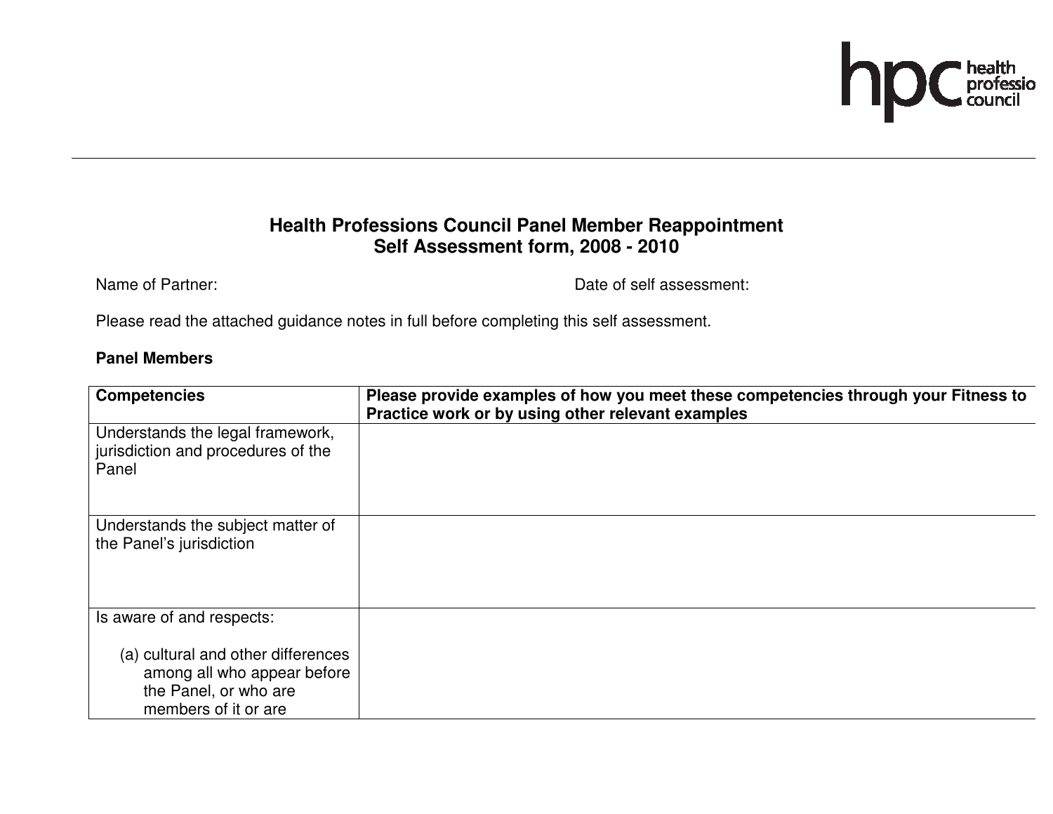# Health Professions Council Panel Member Reappointment
## Self Assessment form, 2008 - 2010

Name of Partner: Date of self assessment:

Please read the attached guidance notes in full before completing this self assessment.

**Panel Members**

| Competencies | Please provide examples of how you meet these competencies through your Fitness to Practice work or by using other relevant examples |
|---|---|
| Understands the legal framework, jurisdiction and procedures of the Panel | |
| Understands the subject matter of the Panel's jurisdiction | |
| Is aware of and respects:<br><br>(a) cultural and other differences among all who appear before the Panel, or who are members of it or are | |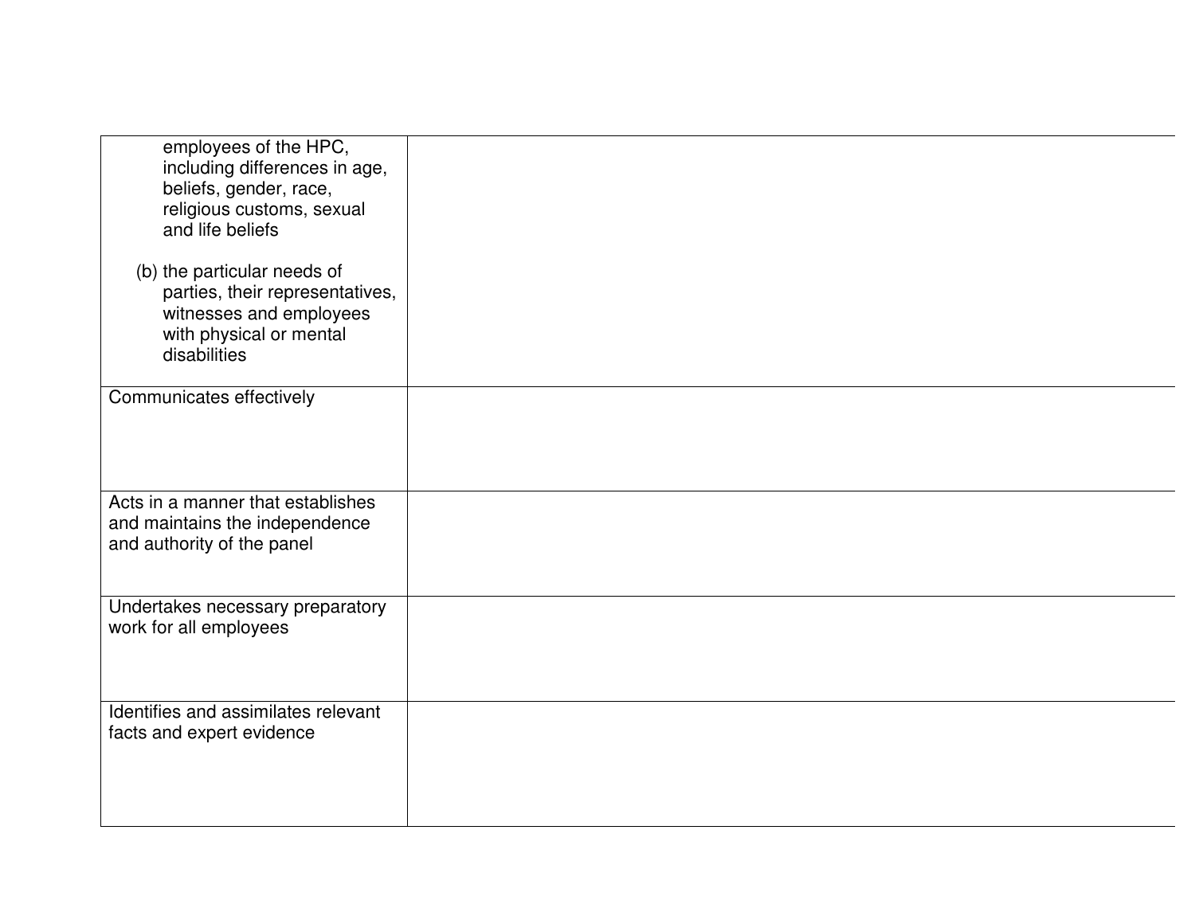| | |
|---|---|
| employees of the HPC, including differences in age, beliefs, gender, race, religious customs, sexual and life beliefs<br><br>(b) the particular needs of parties, their representatives, witnesses and employees with physical or mental disabilities | |
| Communicates effectively | |
| Acts in a manner that establishes and maintains the independence and authority of the panel | |
| Undertakes necessary preparatory work for all employees | |
| Identifies and assimilates relevant facts and expert evidence | |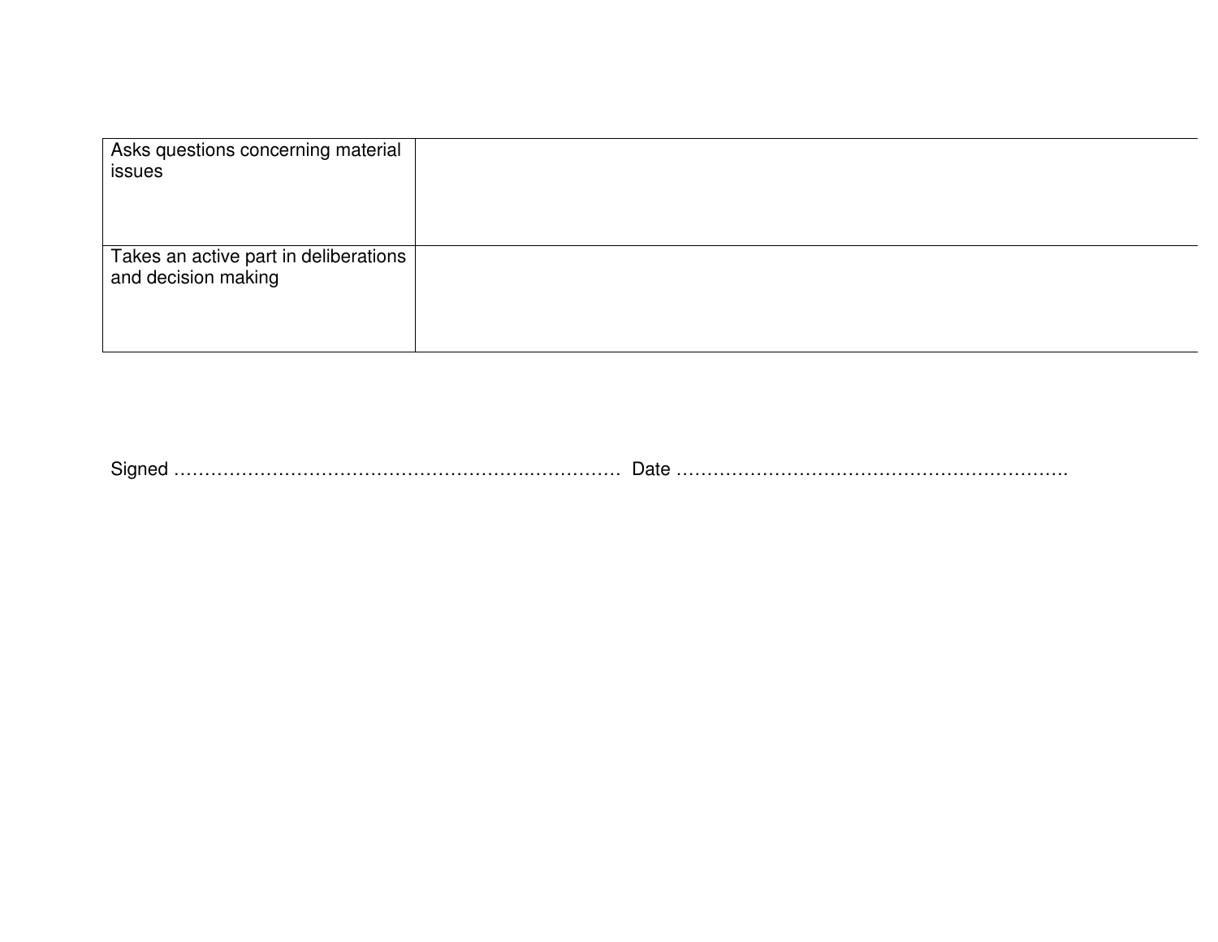| | |
|---|---|
| Asks questions concerning material issues | |
| Takes an active part in deliberations and decision making | |

Signed ………………………………………………..…………… Date ……………………………………………………….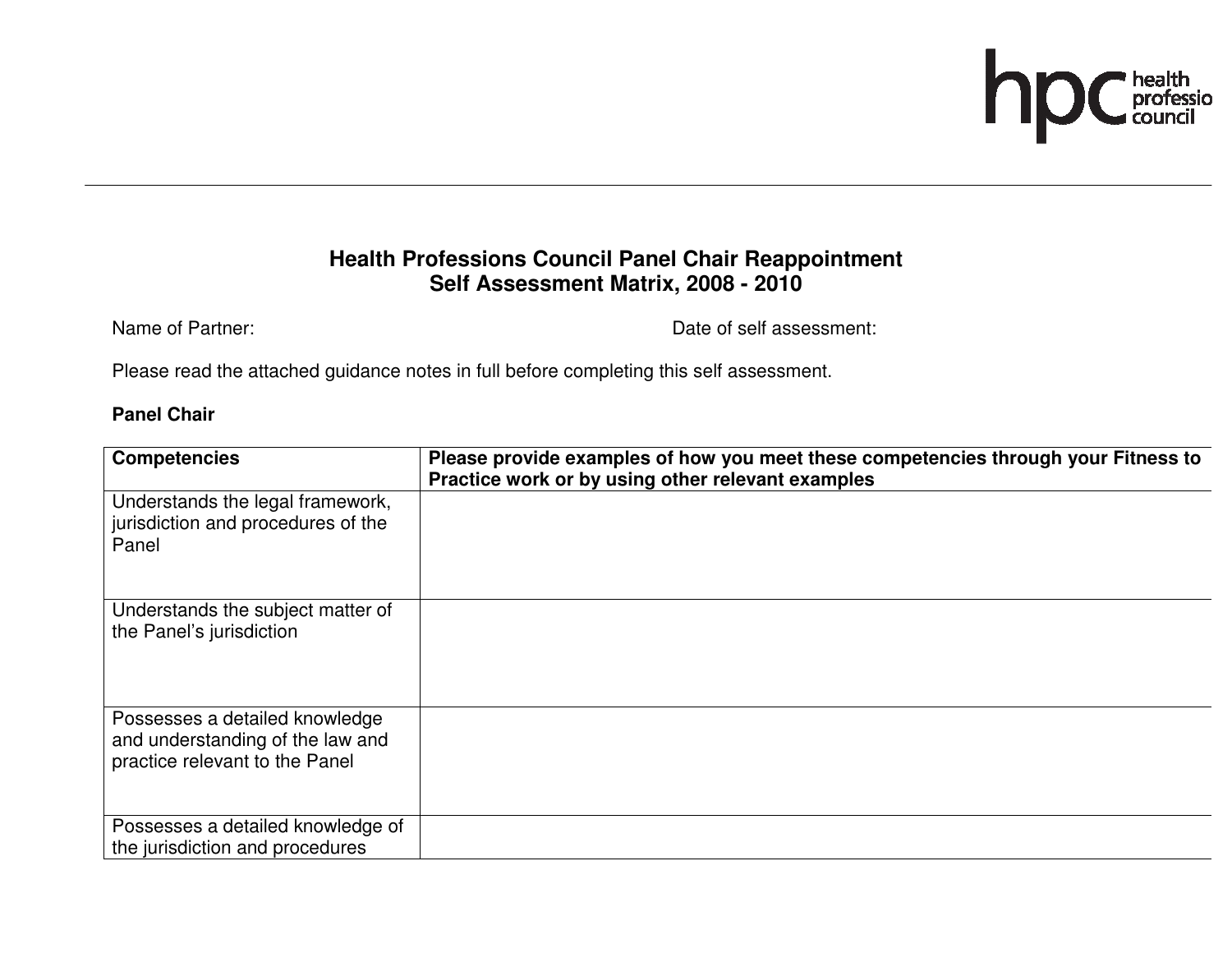# Health Professions Council Panel Chair Reappointment
## Self Assessment Matrix, 2008 - 2010

Name of Partner: Date of self assessment:

Please read the attached guidance notes in full before completing this self assessment.

**Panel Chair**

| **Competencies** | **Please provide examples of how you meet these competencies through your Fitness to Practice work or by using other relevant examples** |
|---|---|
| Understands the legal framework, jurisdiction and procedures of the Panel | |
| Understands the subject matter of the Panel's jurisdiction | |
| Possesses a detailed knowledge and understanding of the law and practice relevant to the Panel | |
| Possesses a detailed knowledge of the jurisdiction and procedures | |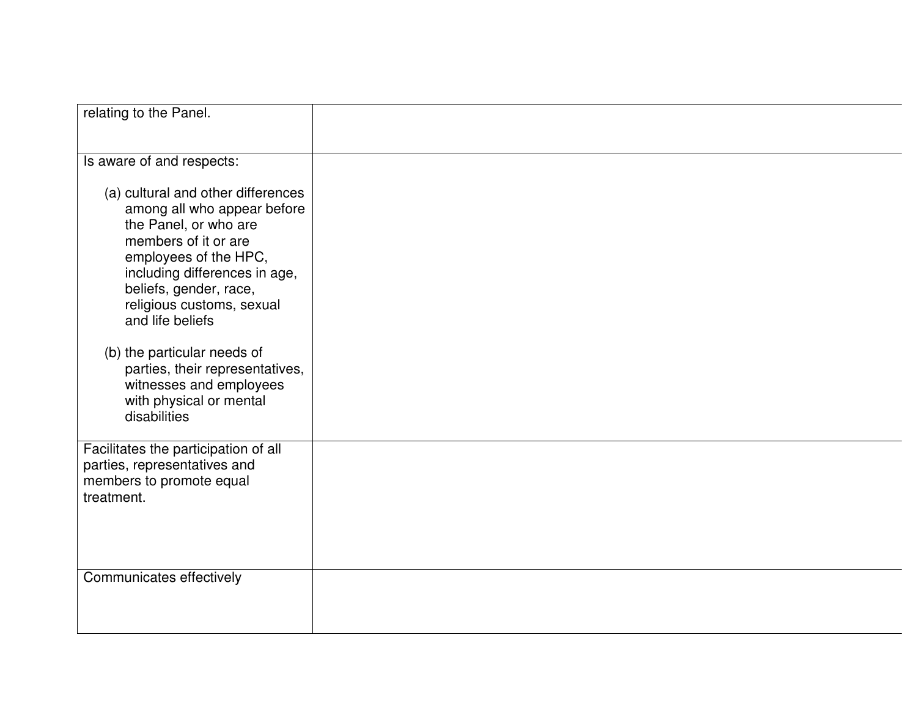| | |
|---|---|
| relating to the Panel. | |
| Is aware of and respects:<br><br>(a) cultural and other differences among all who appear before the Panel, or who are members of it or are employees of the HPC, including differences in age, beliefs, gender, race, religious customs, sexual and life beliefs<br><br>(b) the particular needs of parties, their representatives, witnesses and employees with physical or mental disabilities | |
| Facilitates the participation of all parties, representatives and members to promote equal treatment. | |
| Communicates effectively | |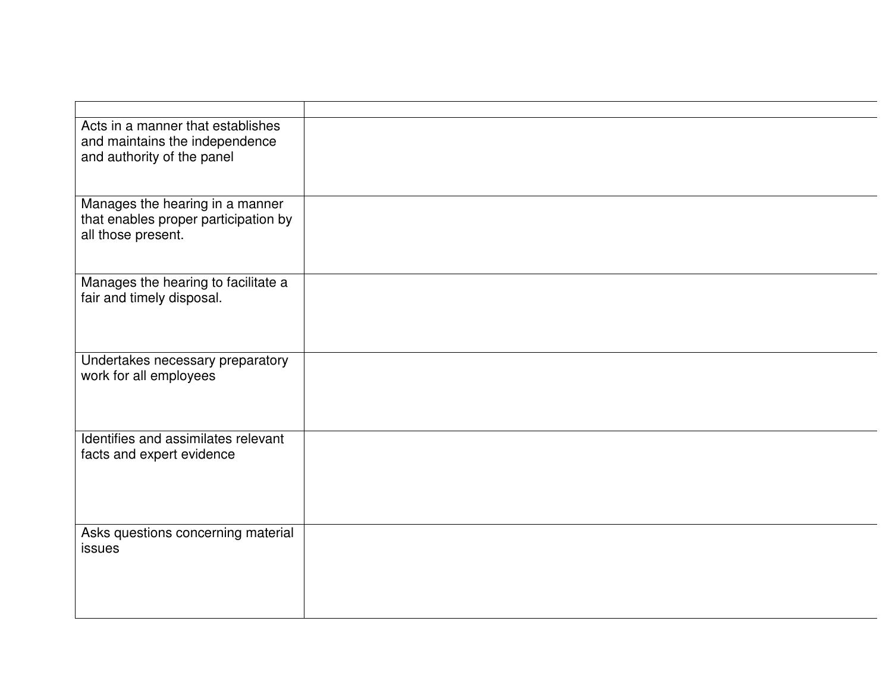| | |
|---|---|
| Acts in a manner that establishes and maintains the independence and authority of the panel | |
| Manages the hearing in a manner that enables proper participation by all those present. | |
| Manages the hearing to facilitate a fair and timely disposal. | |
| Undertakes necessary preparatory work for all employees | |
| Identifies and assimilates relevant facts and expert evidence | |
| Asks questions concerning material issues | |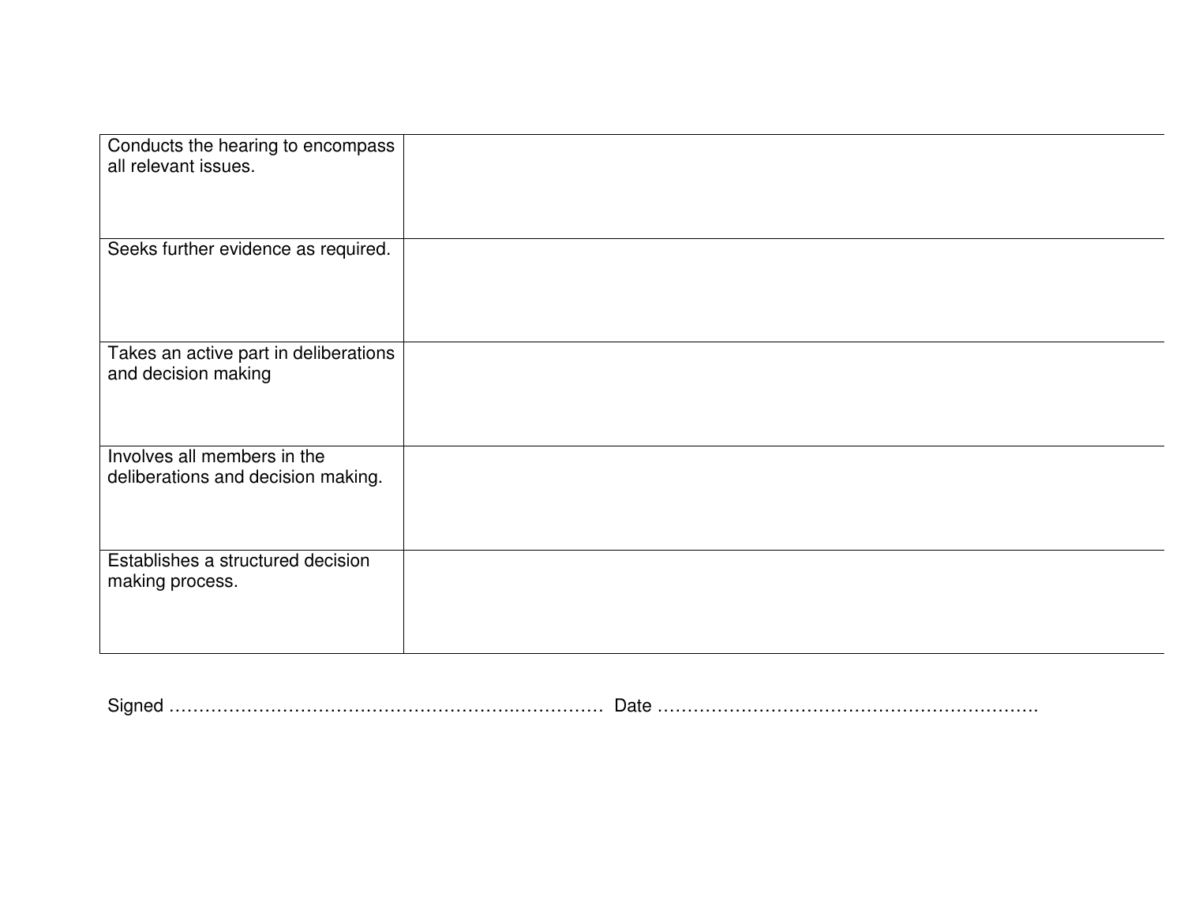| | |
|---|---|
| Conducts the hearing to encompass all relevant issues. | |
| Seeks further evidence as required. | |
| Takes an active part in deliberations and decision making | |
| Involves all members in the deliberations and decision making. | |
| Establishes a structured decision making process. | |

Signed ………………………………………………….……………  Date …………………………………………………….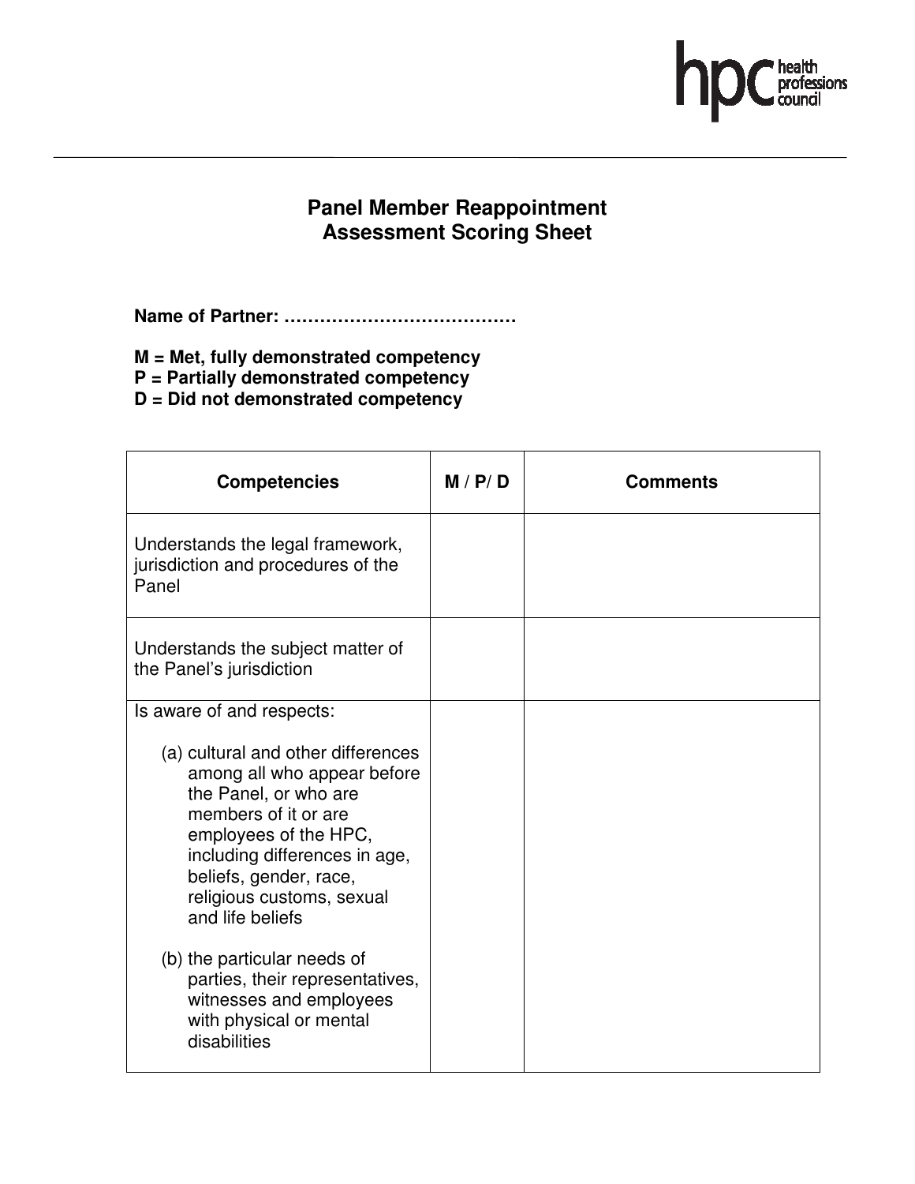## Panel Member Reappointment Assessment Scoring Sheet

**Name of Partner: …………………………………**

**M = Met, fully demonstrated competency**
**P = Partially demonstrated competency**
**D = Did not demonstrated competency**

| Competencies | M / P/ D | Comments |
|---|---|---|
| Understands the legal framework, jurisdiction and procedures of the Panel | | |
| Understands the subject matter of the Panel's jurisdiction | | |
| Is aware of and respects:<br>(a) cultural and other differences among all who appear before the Panel, or who are members of it or are employees of the HPC, including differences in age, beliefs, gender, race, religious customs, sexual and life beliefs<br>(b) the particular needs of parties, their representatives, witnesses and employees with physical or mental disabilities | | |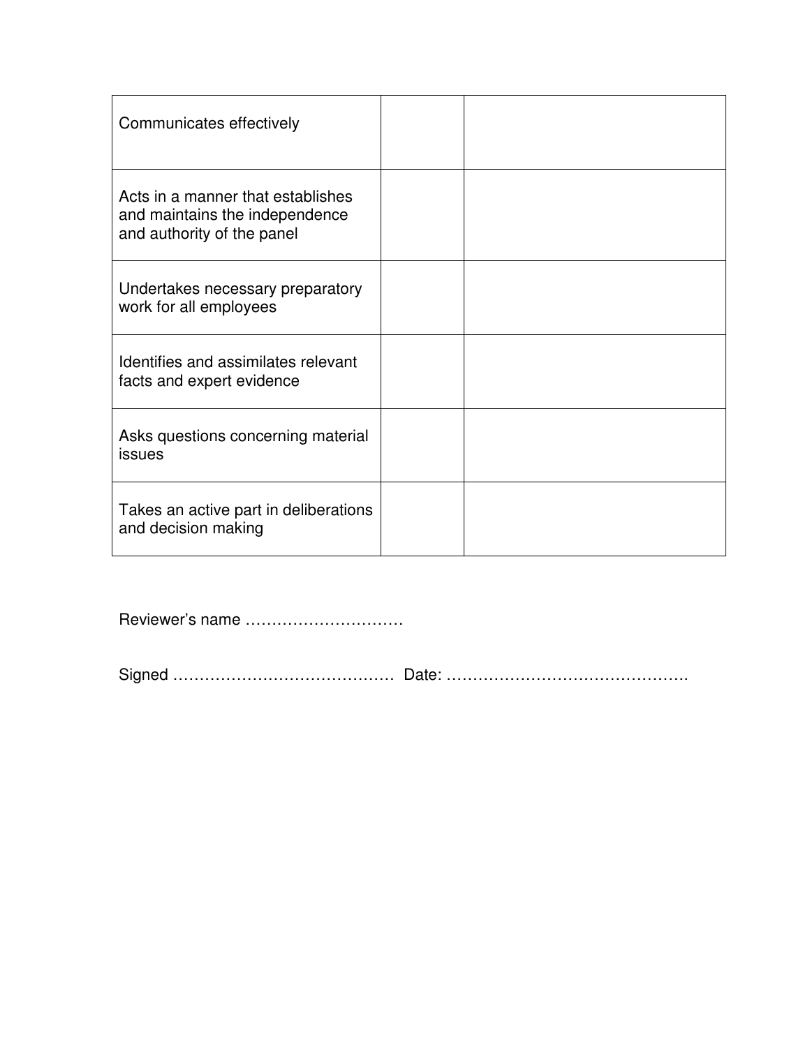| | | |
|---|---|---|
| Communicates effectively | | |
| Acts in a manner that establishes and maintains the independence and authority of the panel | | |
| Undertakes necessary preparatory work for all employees | | |
| Identifies and assimilates relevant facts and expert evidence | | |
| Asks questions concerning material issues | | |
| Takes an active part in deliberations and decision making | | |

Reviewer's name …………………………

Signed ……………………………………  Date: ……………………………………….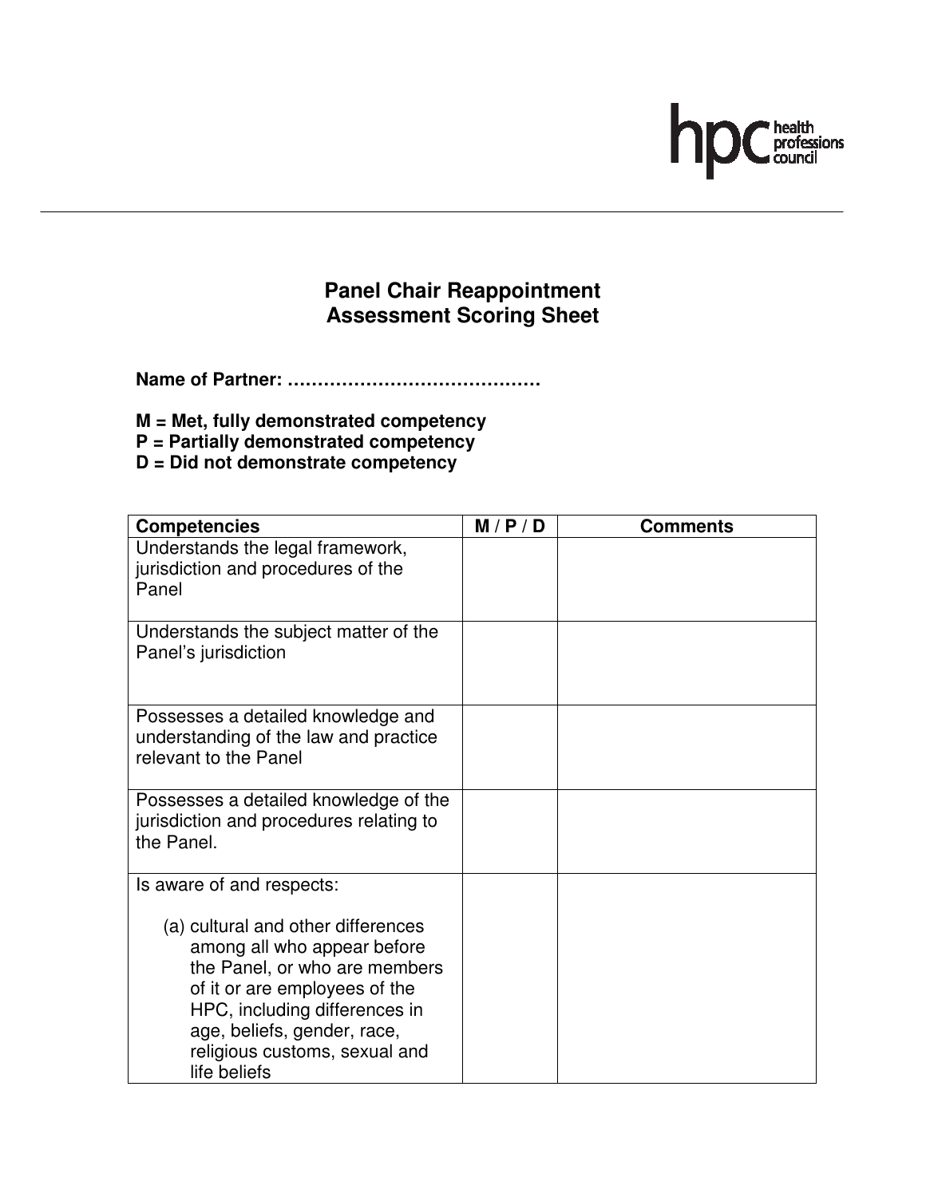# Panel Chair Reappointment Assessment Scoring Sheet

**Name of Partner: ……………………………………**

**M = Met, fully demonstrated competency**
**P = Partially demonstrated competency**
**D = Did not demonstrate competency**

| Competencies | M / P / D | Comments |
|---|---|---|
| Understands the legal framework, jurisdiction and procedures of the Panel | | |
| Understands the subject matter of the Panel's jurisdiction | | |
| Possesses a detailed knowledge and understanding of the law and practice relevant to the Panel | | |
| Possesses a detailed knowledge of the jurisdiction and procedures relating to the Panel. | | |
| Is aware of and respects: (a) cultural and other differences among all who appear before the Panel, or who are members of it or are employees of the HPC, including differences in age, beliefs, gender, race, religious customs, sexual and life beliefs | | |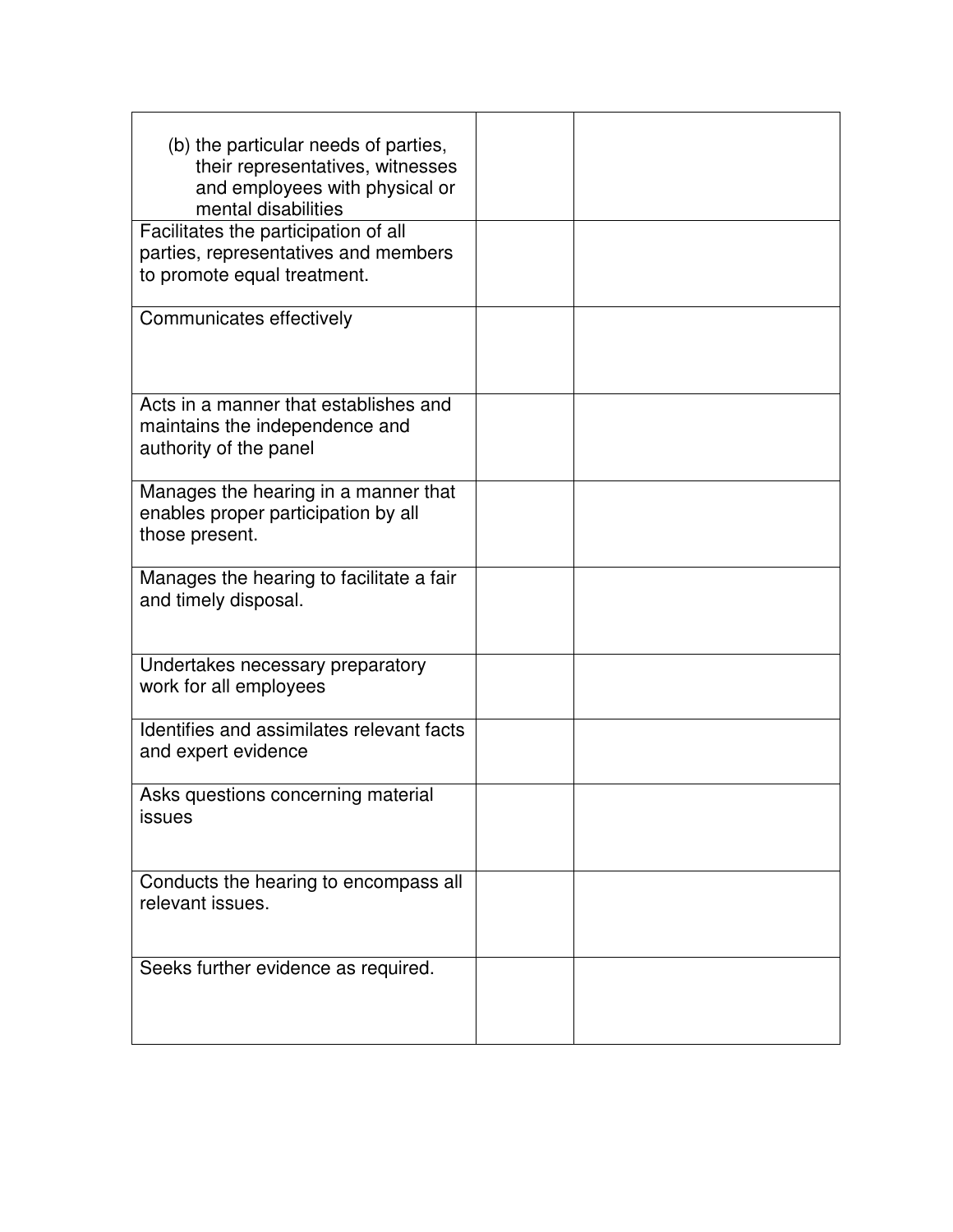| | | |
|---|---|---|
| (b) the particular needs of parties, their representatives, witnesses and employees with physical or mental disabilities | | |
| Facilitates the participation of all parties, representatives and members to promote equal treatment. | | |
| Communicates effectively | | |
| Acts in a manner that establishes and maintains the independence and authority of the panel | | |
| Manages the hearing in a manner that enables proper participation by all those present. | | |
| Manages the hearing to facilitate a fair and timely disposal. | | |
| Undertakes necessary preparatory work for all employees | | |
| Identifies and assimilates relevant facts and expert evidence | | |
| Asks questions concerning material issues | | |
| Conducts the hearing to encompass all relevant issues. | | |
| Seeks further evidence as required. | | |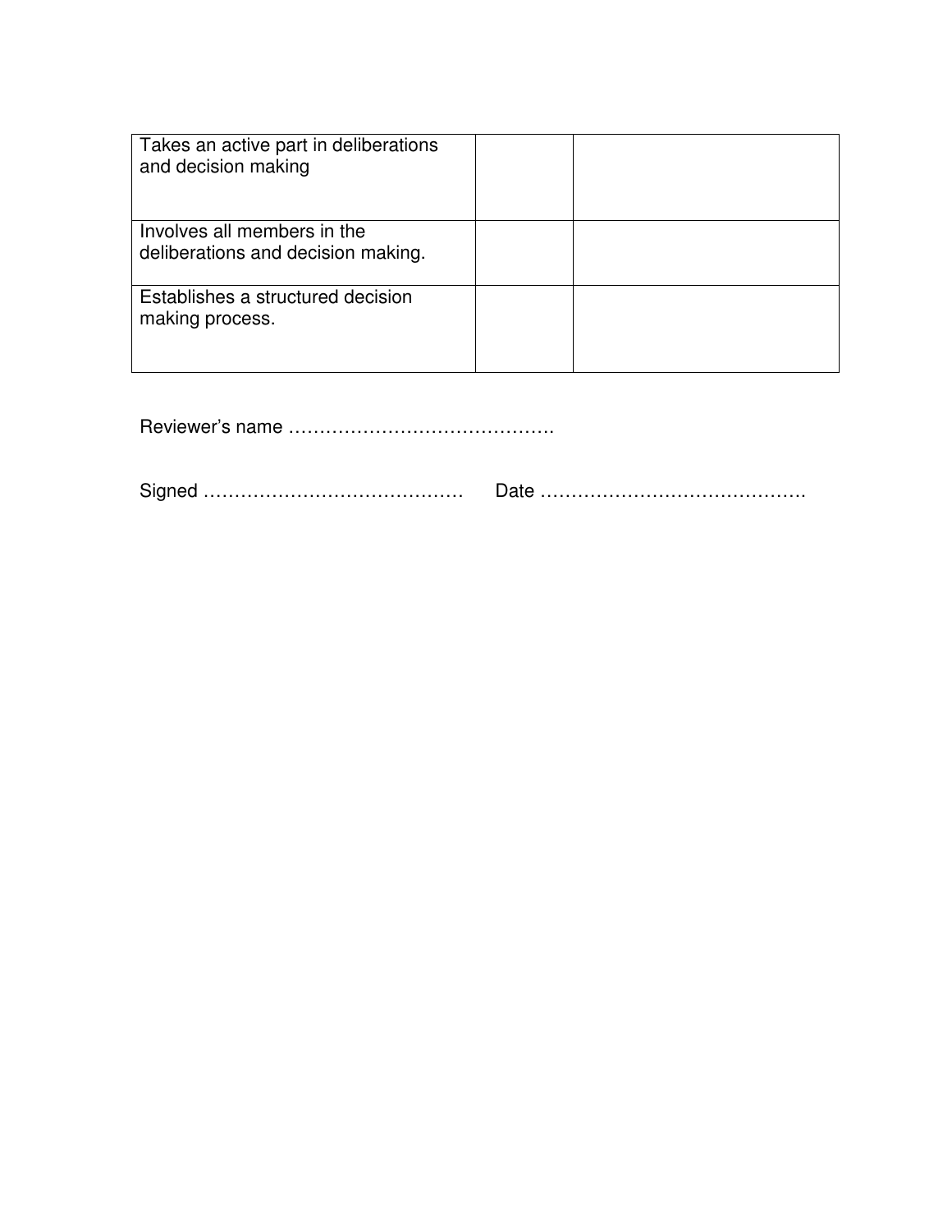| | | |
|---|---|---|
| Takes an active part in deliberations and decision making | | |
| Involves all members in the deliberations and decision making. | | |
| Establishes a structured decision making process. | | |

Reviewer's name …………………………………….

Signed ……………………………………  Date …………………………………….